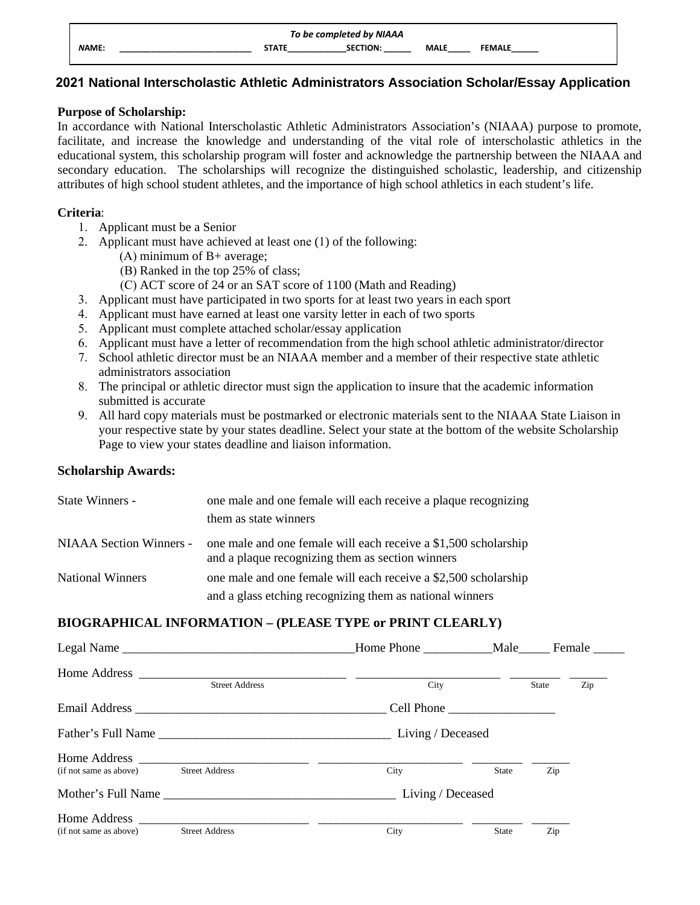*To be completed by NIAA*

**NAME:** ____________________________ **STATE**____________**SECTION:** ______ **MALE**_____ **FEMALE**______

## 2021 National Interscholastic Athletic Administrators Association Scholar/Essay Application

**Purpose of Scholarship:**
In accordance with National Interscholastic Athletic Administrators Association's (NIAAA) purpose to promote, facilitate, and increase the knowledge and understanding of the vital role of interscholastic athletics in the educational system, this scholarship program will foster and acknowledge the partnership between the NIAAA and secondary education. The scholarships will recognize the distinguished scholastic, leadership, and citizenship attributes of high school student athletes, and the importance of high school athletics in each student's life.

**Criteria**:

1. Applicant must be a Senior
2. Applicant must have achieved at least one (1) of the following:
   (A) minimum of B+ average;
   (B) Ranked in the top 25% of class;
   (C) ACT score of 24 or an SAT score of 1100 (Math and Reading)
3. Applicant must have participated in two sports for at least two years in each sport
4. Applicant must have earned at least one varsity letter in each of two sports
5. Applicant must complete attached scholar/essay application
6. Applicant must have a letter of recommendation from the high school athletic administrator/director
7. School athletic director must be an NIAAA member and a member of their respective state athletic administrators association
8. The principal or athletic director must sign the application to insure that the academic information submitted is accurate
9. All hard copy materials must be postmarked or electronic materials sent to the NIAAA State Liaison in your respective state by your states deadline. Select your state at the bottom of the website Scholarship Page to view your states deadline and liaison information.

**Scholarship Awards:**

| | |
|---|---|
| State Winners - | one male and one female will each receive a plaque recognizing them as state winners |
| NIAAA Section Winners - | one male and one female will each receive a $1,500 scholarship and a plaque recognizing them as section winners |
| National Winners | one male and one female will each receive a $2,500 scholarship and a glass etching recognizing them as national winners |

**BIOGRAPHICAL INFORMATION – (PLEASE TYPE or PRINT CLEARLY)**

Legal Name ____________________________________Home Phone ___________Male_____ Female _____

Home Address _________________________________ _______________________ ________ ______
Street Address City State Zip

Email Address ________________________________________ Cell Phone _________________

Father's Full Name _____________________________________ Living / Deceased

Home Address ___________________________ _______________________ ________ ______
(if not same as above) Street Address City State Zip

Mother's Full Name _____________________________________ Living / Deceased

Home Address ___________________________ _______________________ ________ ______
(if not same as above) Street Address City State Zip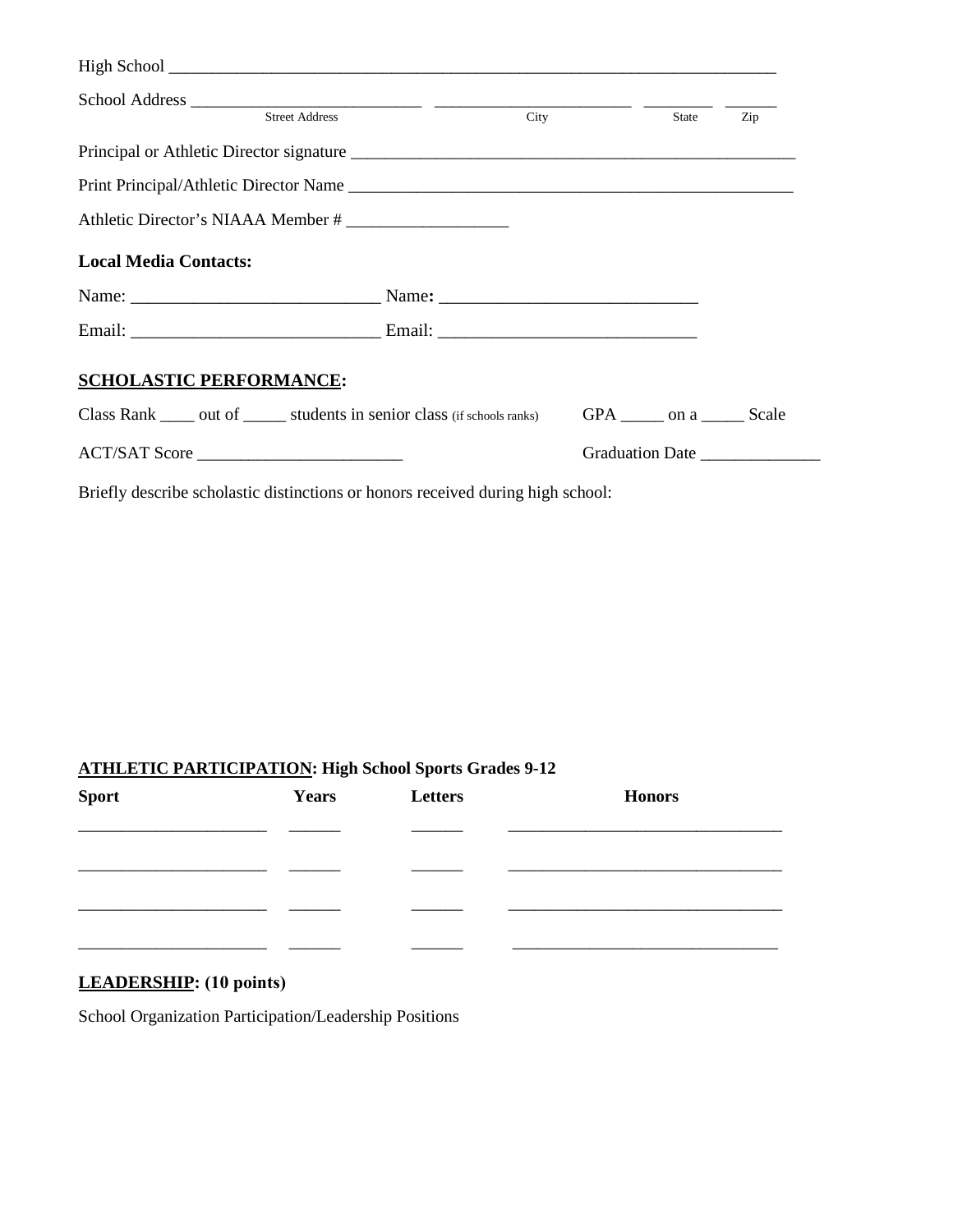High School ______________________________________________________________________

School Address ___________________________ ______________________ ________ ______
Street Address City State Zip

Principal or Athletic Director signature ____________________________________________________

Print Principal/Athletic Director Name _____________________________________________________

Athletic Director's NIAAA Member # __________________

**Local Media Contacts:**

Name: ____________________________ Name**:** ____________________________

Email: ____________________________ Email: ____________________________

**<u>SCHOLASTIC PERFORMANCE</u>:**

Class Rank ____ out of _____ students in senior class (if schools ranks) GPA _____ on a _____ Scale

ACT/SAT Score ________________________ Graduation Date ______________

Briefly describe scholastic distinctions or honors received during high school:

**<u>ATHLETIC PARTICIPATION</u>: High School Sports Grades 9-12**

| Sport | Years | Letters | Honors |
|---|---|---|---|
| ______________________ | ______ | ______ | ________________________________ |
| ______________________ | ______ | ______ | ________________________________ |
| ______________________ | ______ | ______ | ________________________________ |
| ______________________ | ______ | ______ | ________________________________ |

**<u>LEADERSHIP</u>: (10 points)**

School Organization Participation/Leadership Positions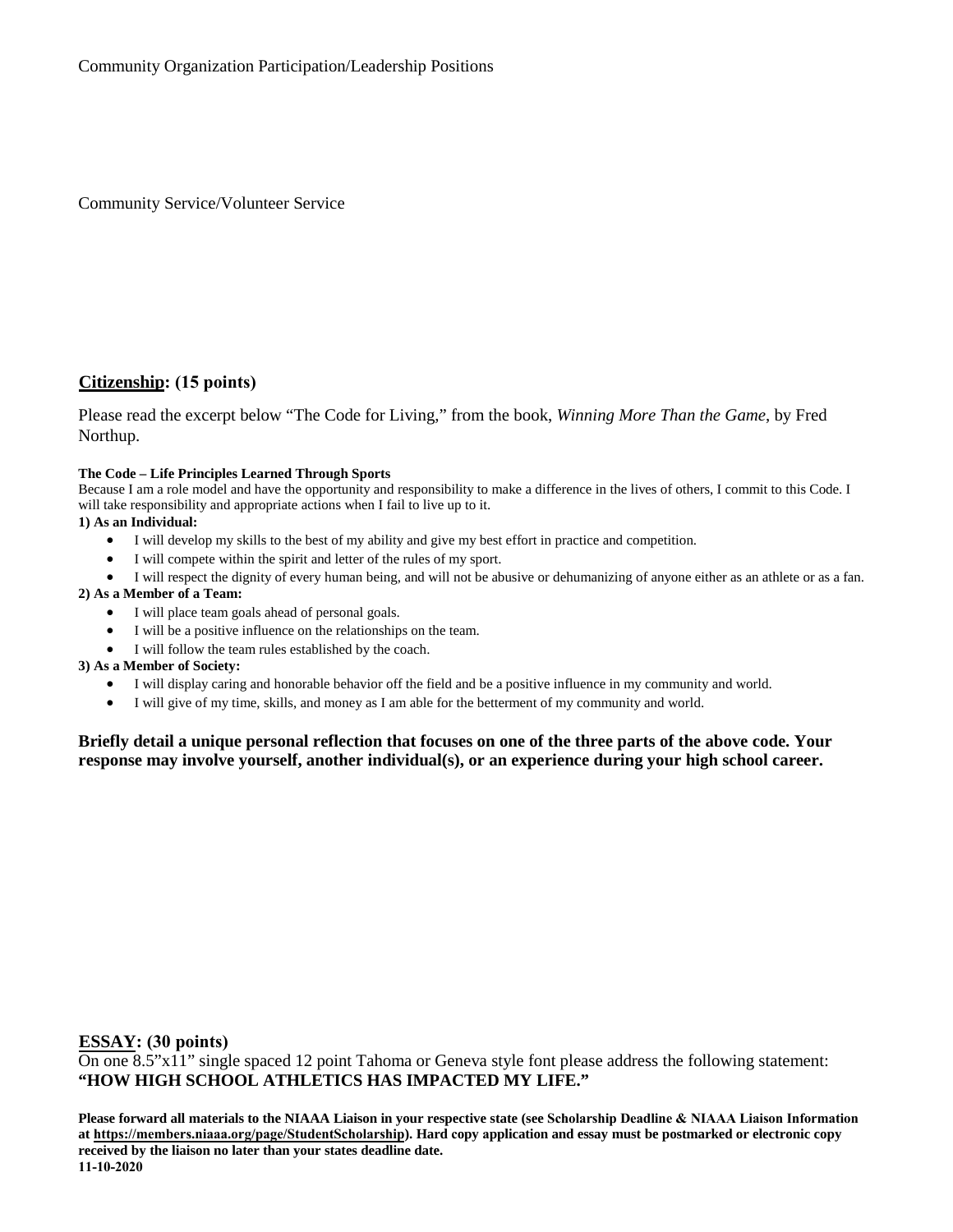Community Organization Participation/Leadership Positions

Community Service/Volunteer Service

## **Citizenship: (15 points)**

Please read the excerpt below "The Code for Living," from the book, *Winning More Than the Game*, by Fred Northup.

**The Code – Life Principles Learned Through Sports**

Because I am a role model and have the opportunity and responsibility to make a difference in the lives of others, I commit to this Code. I will take responsibility and appropriate actions when I fail to live up to it.

**1) As an Individual:**

- I will develop my skills to the best of my ability and give my best effort in practice and competition.
- I will compete within the spirit and letter of the rules of my sport.
- I will respect the dignity of every human being, and will not be abusive or dehumanizing of anyone either as an athlete or as a fan.

**2) As a Member of a Team:**

- I will place team goals ahead of personal goals.
- I will be a positive influence on the relationships on the team.
- I will follow the team rules established by the coach.

**3) As a Member of Society:**

- I will display caring and honorable behavior off the field and be a positive influence in my community and world.
- I will give of my time, skills, and money as I am able for the betterment of my community and world.

**Briefly detail a unique personal reflection that focuses on one of the three parts of the above code. Your response may involve yourself, another individual(s), or an experience during your high school career.**

## **ESSAY: (30 points)**

On one 8.5"x11" single spaced 12 point Tahoma or Geneva style font please address the following statement:
**"HOW HIGH SCHOOL ATHLETICS HAS IMPACTED MY LIFE."**

**Please forward all materials to the NIAAA Liaison in your respective state (see Scholarship Deadline & NIAAA Liaison Information at https://members.niaaa.org/page/StudentScholarship). Hard copy application and essay must be postmarked or electronic copy received by the liaison no later than your states deadline date.**
**11-10-2020**